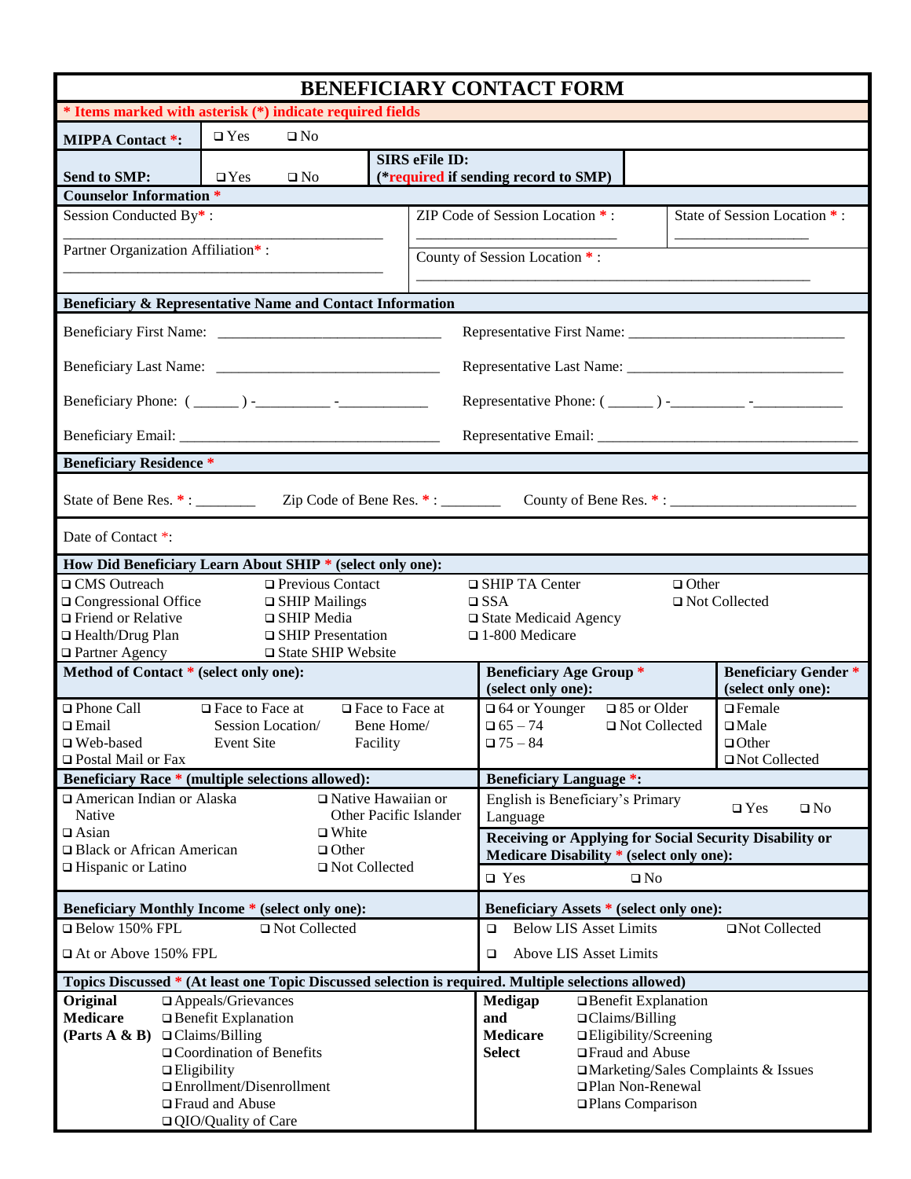# BENEFICIARY CONTACT FORM

**\* Items marked with asterisk (\*) indicate required fields**

**MIPPA Contact \*:** ❑ Yes ❑ No

**Send to SMP:** ❑ Yes ❑ No **SIRS eFile ID: (\*required if sending record to SMP)**

## Counselor Information \*

Session Conducted By\* : ____________________

Partner Organization Affiliation\* : ____________________

ZIP Code of Session Location \* : ____________________

State of Session Location \* : ____________________

County of Session Location \* : ____________________

## Beneficiary & Representative Name and Contact Information

Beneficiary First Name: ____________________

Beneficiary Last Name: ____________________

Beneficiary Phone: ( ______ ) -__________ -____________

Beneficiary Email: ____________________

Representative First Name: ____________________

Representative Last Name: ____________________

Representative Phone: ( ______ ) -__________ -____________

Representative Email: ____________________

## Beneficiary Residence \*

State of Bene Res. \* : ________ Zip Code of Bene Res. \* : ________ County of Bene Res. \* : ____________________

Date of Contact \*:

## How Did Beneficiary Learn About SHIP \* (select only one):

- ❑ CMS Outreach
- ❑ Congressional Office
- ❑ Friend or Relative
- ❑ Health/Drug Plan
- ❑ Partner Agency
- ❑ Previous Contact
- ❑ SHIP Mailings
- ❑ SHIP Media
- ❑ SHIP Presentation
- ❑ State SHIP Website
- ❑ SHIP TA Center
- ❑ SSA
- ❑ State Medicaid Agency
- ❑ 1-800 Medicare
- ❑ Other
- ❑ Not Collected

## Method of Contact \* (select only one):

- ❑ Phone Call
- ❑ Email
- ❑ Web-based
- ❑ Postal Mail or Fax
- ❑ Face to Face at Session Location/ Event Site
- ❑ Face to Face at Bene Home/ Facility

## Beneficiary Age Group \* (select only one):

- ❑ 64 or Younger
- ❑ 65 – 74
- ❑ 75 – 84
- ❑ 85 or Older
- ❑ Not Collected

## Beneficiary Gender \* (select only one):

- ❑ Female
- ❑ Male
- ❑ Other
- ❑ Not Collected

## Beneficiary Race \* (multiple selections allowed):

- ❑ American Indian or Alaska Native
- ❑ Asian
- ❑ Black or African American
- ❑ Hispanic or Latino
- ❑ Native Hawaiian or Other Pacific Islander
- ❑ White
- ❑ Other
- ❑ Not Collected

## Beneficiary Language \*:

English is Beneficiary's Primary Language ❑ Yes ❑ No

## Receiving or Applying for Social Security Disability or Medicare Disability \* (select only one):

❑ Yes ❑ No

## Beneficiary Monthly Income \* (select only one):

- ❑ Below 150% FPL
- ❑ At or Above 150% FPL
- ❑ Not Collected

## Beneficiary Assets \* (select only one):

- ❑ Below LIS Asset Limits
- ❑ Above LIS Asset Limits
- ❑ Not Collected

## Topics Discussed \* (At least one Topic Discussed selection is required. Multiple selections allowed)

**Original Medicare (Parts A & B)**

- ❑ Appeals/Grievances
- ❑ Benefit Explanation
- ❑ Claims/Billing
- ❑ Coordination of Benefits
- ❑ Eligibility
- ❑ Enrollment/Disenrollment
- ❑ Fraud and Abuse
- ❑ QIO/Quality of Care

**Medigap and Medicare Select**

- ❑ Benefit Explanation
- ❑ Claims/Billing
- ❑ Eligibility/Screening
- ❑ Fraud and Abuse
- ❑ Marketing/Sales Complaints & Issues
- ❑ Plan Non-Renewal
- ❑ Plans Comparison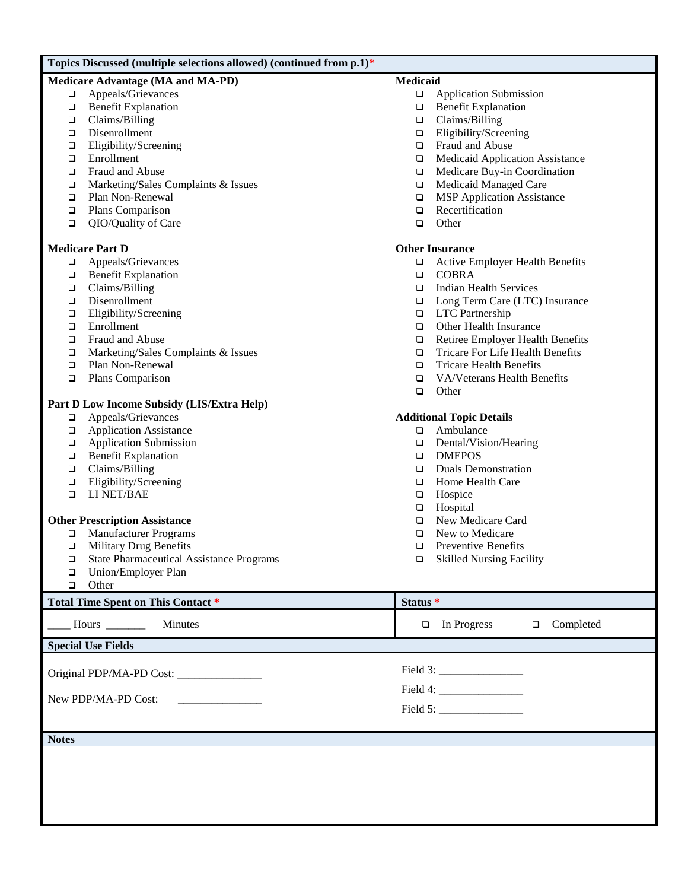## Topics Discussed (multiple selections allowed) (continued from p.1)*

**Medicare Advantage (MA and MA-PD)**

- ❑ Appeals/Grievances
- ❑ Benefit Explanation
- ❑ Claims/Billing
- ❑ Disenrollment
- ❑ Eligibility/Screening
- ❑ Enrollment
- ❑ Fraud and Abuse
- ❑ Marketing/Sales Complaints & Issues
- ❑ Plan Non-Renewal
- ❑ Plans Comparison
- ❑ QIO/Quality of Care

**Medicare Part D**

- ❑ Appeals/Grievances
- ❑ Benefit Explanation
- ❑ Claims/Billing
- ❑ Disenrollment
- ❑ Eligibility/Screening
- ❑ Enrollment
- ❑ Fraud and Abuse
- ❑ Marketing/Sales Complaints & Issues
- ❑ Plan Non-Renewal
- ❑ Plans Comparison

**Part D Low Income Subsidy (LIS/Extra Help)**

- ❑ Appeals/Grievances
- ❑ Application Assistance
- ❑ Application Submission
- ❑ Benefit Explanation
- ❑ Claims/Billing
- ❑ Eligibility/Screening
- ❑ LI NET/BAE

**Other Prescription Assistance**

- ❑ Manufacturer Programs
- ❑ Military Drug Benefits
- ❑ State Pharmaceutical Assistance Programs
- ❑ Union/Employer Plan
- ❑ Other

**Medicaid**

- ❑ Application Submission
- ❑ Benefit Explanation
- ❑ Claims/Billing
- ❑ Eligibility/Screening
- ❑ Fraud and Abuse
- ❑ Medicaid Application Assistance
- ❑ Medicare Buy-in Coordination
- ❑ Medicaid Managed Care
- ❑ MSP Application Assistance
- ❑ Recertification
- ❑ Other

**Other Insurance**

- ❑ Active Employer Health Benefits
- ❑ COBRA
- ❑ Indian Health Services
- ❑ Long Term Care (LTC) Insurance
- ❑ LTC Partnership
- ❑ Other Health Insurance
- ❑ Retiree Employer Health Benefits
- ❑ Tricare For Life Health Benefits
- ❑ Tricare Health Benefits
- ❑ VA/Veterans Health Benefits
- ❑ Other

**Additional Topic Details**

- ❑ Ambulance
- ❑ Dental/Vision/Hearing
- ❑ DMEPOS
- ❑ Duals Demonstration
- ❑ Home Health Care
- ❑ Hospice
- ❑ Hospital
- ❑ New Medicare Card
- ❑ New to Medicare
- ❑ Preventive Benefits
- ❑ Skilled Nursing Facility

**Total Time Spent on This Contact ***

____ Hours _______ Minutes

**Status ***

❑ In Progress ❑ Completed

## Special Use Fields

Original PDP/MA-PD Cost: _______________

New PDP/MA-PD Cost: _______________

Field 3: _______________

Field 4: _______________

Field 5: _______________

## Notes